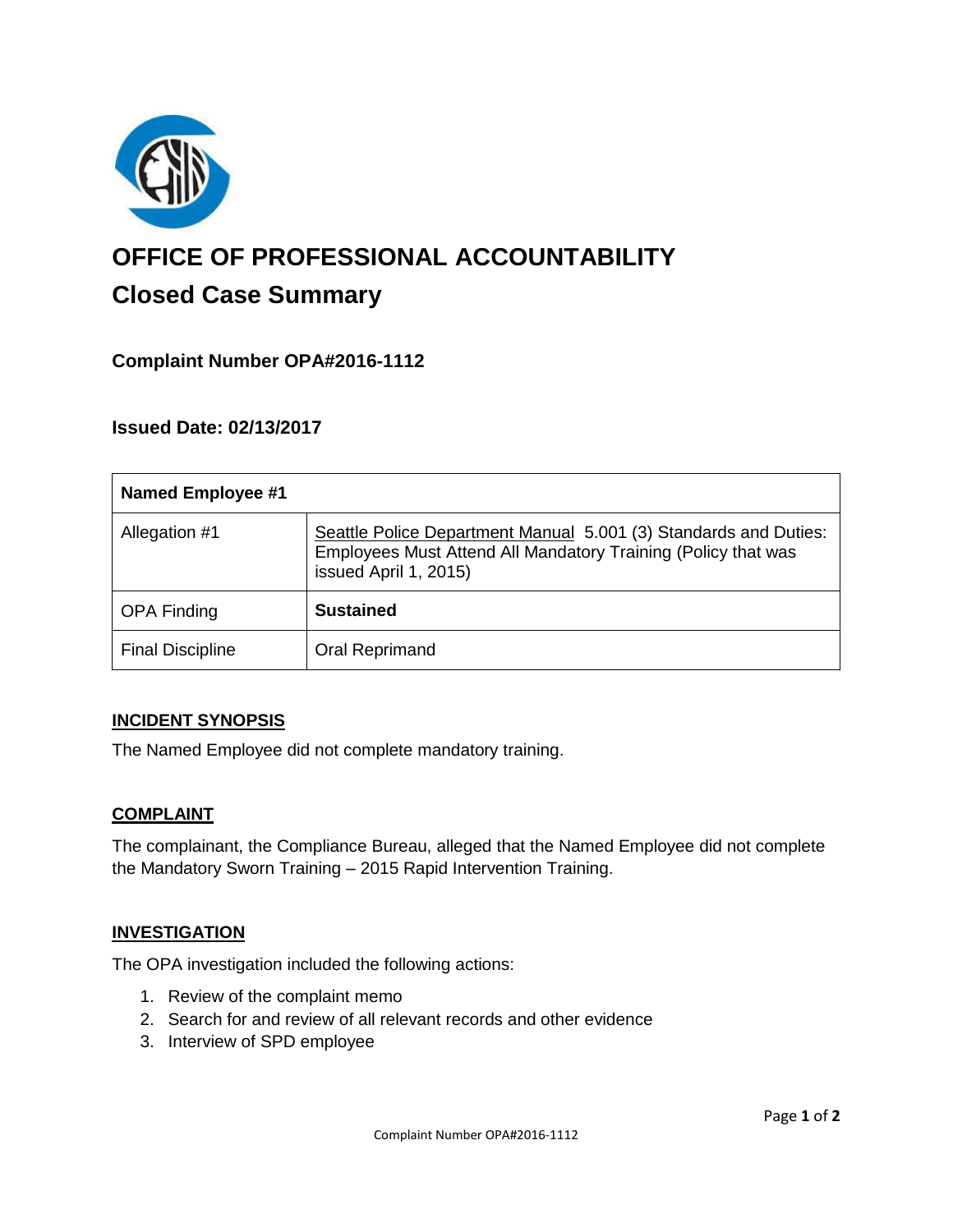# OFFICE OF PROFESSIONAL ACCOUNTABILITY

## Closed Case Summary

### Complaint Number OPA#2016-1112

### Issued Date: 02/13/2017

| Named Employee #1 | |
|---|---|
| Allegation #1 | Seattle Police Department Manual 5.001 (3) Standards and Duties: Employees Must Attend All Mandatory Training (Policy that was issued April 1, 2015) |
| OPA Finding | **Sustained** |
| Final Discipline | Oral Reprimand |

**INCIDENT SYNOPSIS**

The Named Employee did not complete mandatory training.

**COMPLAINT**

The complainant, the Compliance Bureau, alleged that the Named Employee did not complete the Mandatory Sworn Training – 2015 Rapid Intervention Training.

**INVESTIGATION**

The OPA investigation included the following actions:

1. Review of the complaint memo
2. Search for and review of all relevant records and other evidence
3. Interview of SPD employee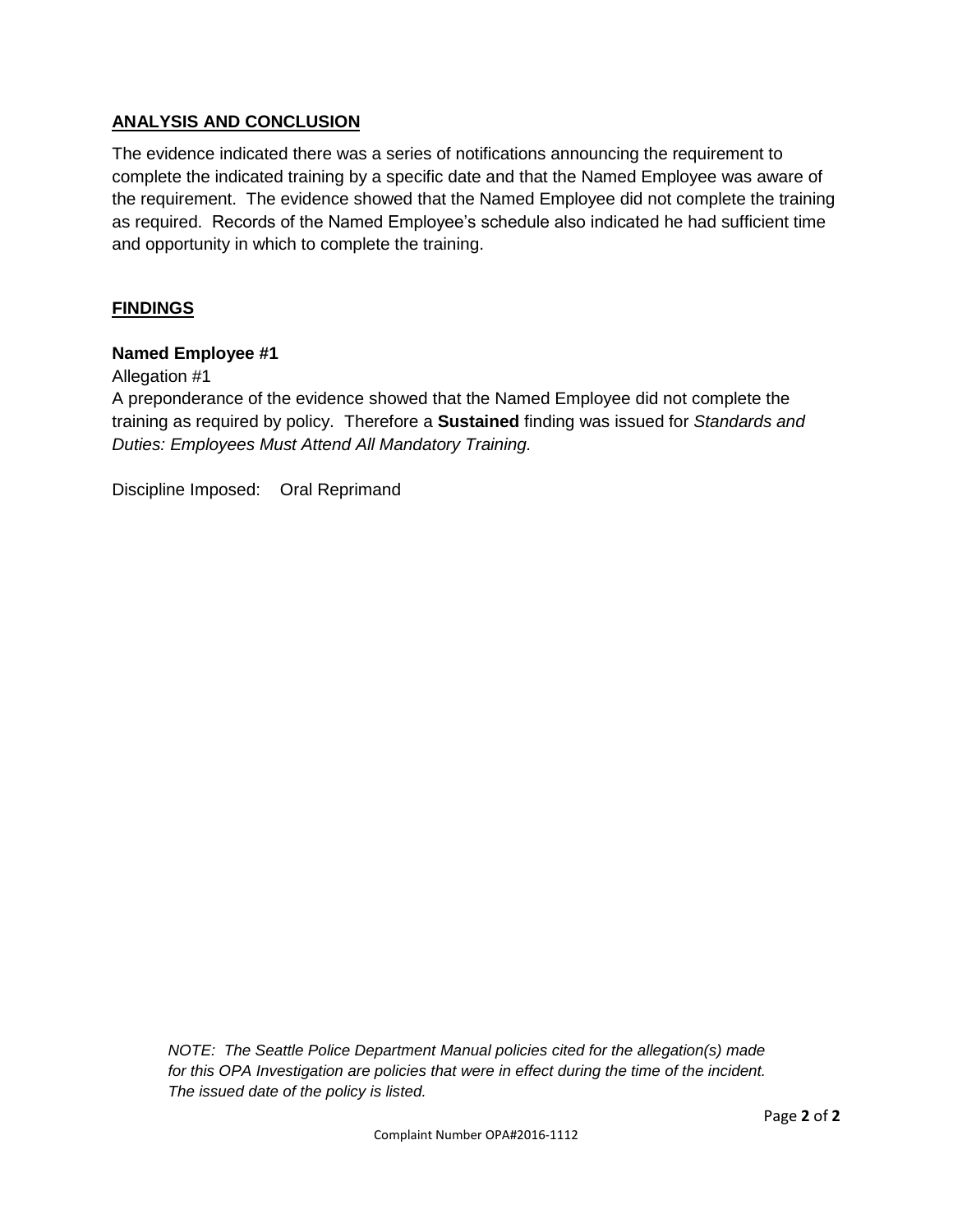## ANALYSIS AND CONCLUSION

The evidence indicated there was a series of notifications announcing the requirement to complete the indicated training by a specific date and that the Named Employee was aware of the requirement. The evidence showed that the Named Employee did not complete the training as required. Records of the Named Employee's schedule also indicated he had sufficient time and opportunity in which to complete the training.

## FINDINGS

**Named Employee #1**

Allegation #1

A preponderance of the evidence showed that the Named Employee did not complete the training as required by policy. Therefore a **Sustained** finding was issued for *Standards and Duties: Employees Must Attend All Mandatory Training.*

Discipline Imposed: Oral Reprimand

*NOTE: The Seattle Police Department Manual policies cited for the allegation(s) made for this OPA Investigation are policies that were in effect during the time of the incident. The issued date of the policy is listed.*

Complaint Number OPA#2016-1112